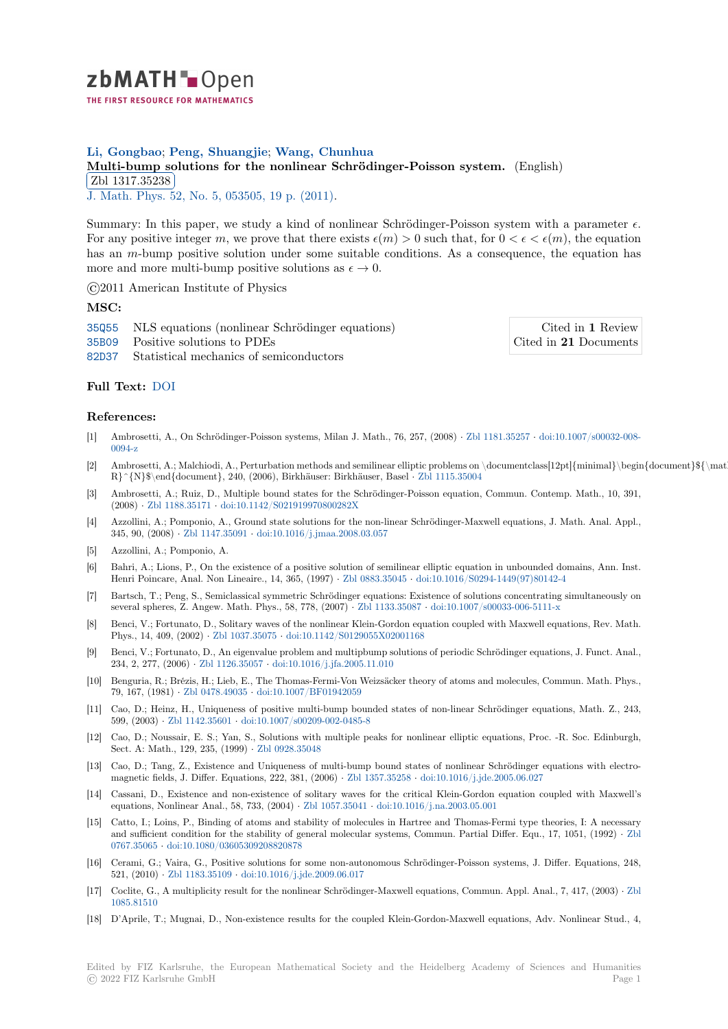zbMATH Open — THE FIRST RESOURCE FOR MATHEMATICS

**Li, Gongbao; Peng, Shuangjie; Wang, Chunhua**

**Multi-bump solutions for the nonlinear Schrödinger-Poisson system.** (English)

Zbl 1317.35238

J. Math. Phys. 52, No. 5, 053505, 19 p. (2011).

Summary: In this paper, we study a kind of nonlinear Schrödinger-Poisson system with a parameter $\epsilon$. For any positive integer $m$, we prove that there exists $\epsilon(m) > 0$ such that, for $0 < \epsilon < \epsilon(m)$, the equation has an $m$-bump positive solution under some suitable conditions. As a consequence, the equation has more and more multi-bump positive solutions as $\epsilon \to 0$.

©2011 American Institute of Physics

## MSC:

| | |
|---|---|
| 35Q55 | NLS equations (nonlinear Schrödinger equations) |
| 35B09 | Positive solutions to PDEs |
| 82D37 | Statistical mechanics of semiconductors |

Cited in **1** Review
Cited in **21** Documents

## Full Text: DOI

## References:

[1] Ambrosetti, A., On Schrödinger-Poisson systems, Milan J. Math., 76, 257, (2008) · Zbl 1181.35257 · doi:10.1007/s00032-008-0094-z

[2] Ambrosetti, A.; Malchiodi, A., Perturbation methods and semilinear elliptic problems on \documentclass[12pt]{minimal}\begin{document}${\mathbb R}^{N}$\end{document}, 240, (2006), Birkhäuser: Birkhäuser, Basel · Zbl 1115.35004

[3] Ambrosetti, A.; Ruiz, D., Multiple bound states for the Schrödinger-Poisson equation, Commun. Contemp. Math., 10, 391, (2008) · Zbl 1188.35171 · doi:10.1142/S021919970800282X

[4] Azzollini, A.; Pomponio, A., Ground state solutions for the non-linear Schrödinger-Maxwell equations, J. Math. Anal. Appl., 345, 90, (2008) · Zbl 1147.35091 · doi:10.1016/j.jmaa.2008.03.057

[5] Azzollini, A.; Pomponio, A.

[6] Bahri, A.; Lions, P., On the existence of a positive solution of semilinear elliptic equation in unbounded domains, Ann. Inst. Henri Poincaré, Anal. Non Lineaire., 14, 365, (1997) · Zbl 0883.35045 · doi:10.1016/S0294-1449(97)80142-4

[7] Bartsch, T.; Peng, S., Semiclassical symmetric Schrödinger equations: Existence of solutions concentrating simultaneously on several spheres, Z. Angew. Math. Phys., 58, 778, (2007) · Zbl 1133.35087 · doi:10.1007/s00033-006-5111-x

[8] Benci, V.; Fortunato, D., Solitary waves of the nonlinear Klein-Gordon equation coupled with Maxwell equations, Rev. Math. Phys., 14, 409, (2002) · Zbl 1037.35075 · doi:10.1142/S0129055X02001168

[9] Benci, V.; Fortunato, D., An eigenvalue problem and multipbump solutions of periodic Schrödinger equations, J. Funct. Anal., 234, 2, 277, (2006) · Zbl 1126.35057 · doi:10.1016/j.jfa.2005.11.010

[10] Benguria, R.; Brézis, H.; Lieb, E., The Thomas-Fermi-Von Weizsäcker theory of atoms and molecules, Commun. Math. Phys., 79, 167, (1981) · Zbl 0478.49035 · doi:10.1007/BF01942059

[11] Cao, D.; Heinz, H., Uniqueness of positive multi-bump bounded states of non-linear Schrödinger equations, Math. Z., 243, 599, (2003) · Zbl 1142.35601 · doi:10.1007/s00209-002-0485-8

[12] Cao, D.; Noussair, E. S.; Yan, S., Solutions with multiple peaks for nonlinear elliptic equations, Proc. -R. Soc. Edinburgh, Sect. A: Math., 129, 235, (1999) · Zbl 0928.35048

[13] Cao, D.; Tang, Z., Existence and Uniqueness of multi-bump bound states of nonlinear Schrödinger equations with electromagnetic fields, J. Differ. Equations, 222, 381, (2006) · Zbl 1357.35258 · doi:10.1016/j.jde.2005.06.027

[14] Cassani, D., Existence and non-existence of solitary waves for the critical Klein-Gordon equation coupled with Maxwell's equations, Nonlinear Anal., 58, 733, (2004) · Zbl 1057.35041 · doi:10.1016/j.na.2003.05.001

[15] Catto, I.; Loins, P., Binding of atoms and stability of molecules in Hartree and Thomas-Fermi type theories, I: A necessary and sufficient condition for the stability of general molecular systems, Commun. Partial Differ. Equ., 17, 1051, (1992) · Zbl 0767.35065 · doi:10.1080/03605309208820878

[16] Cerami, G.; Vaira, G., Positive solutions for some non-autonomous Schrödinger-Poisson systems, J. Differ. Equations, 248, 521, (2010) · Zbl 1183.35109 · doi:10.1016/j.jde.2009.06.017

[17] Coclite, G., A multiplicity result for the nonlinear Schrödinger-Maxwell equations, Commun. Appl. Anal., 7, 417, (2003) · Zbl 1085.81510

[18] D'Aprile, T.; Mugnai, D., Non-existence results for the coupled Klein-Gordon-Maxwell equations, Adv. Nonlinear Stud., 4,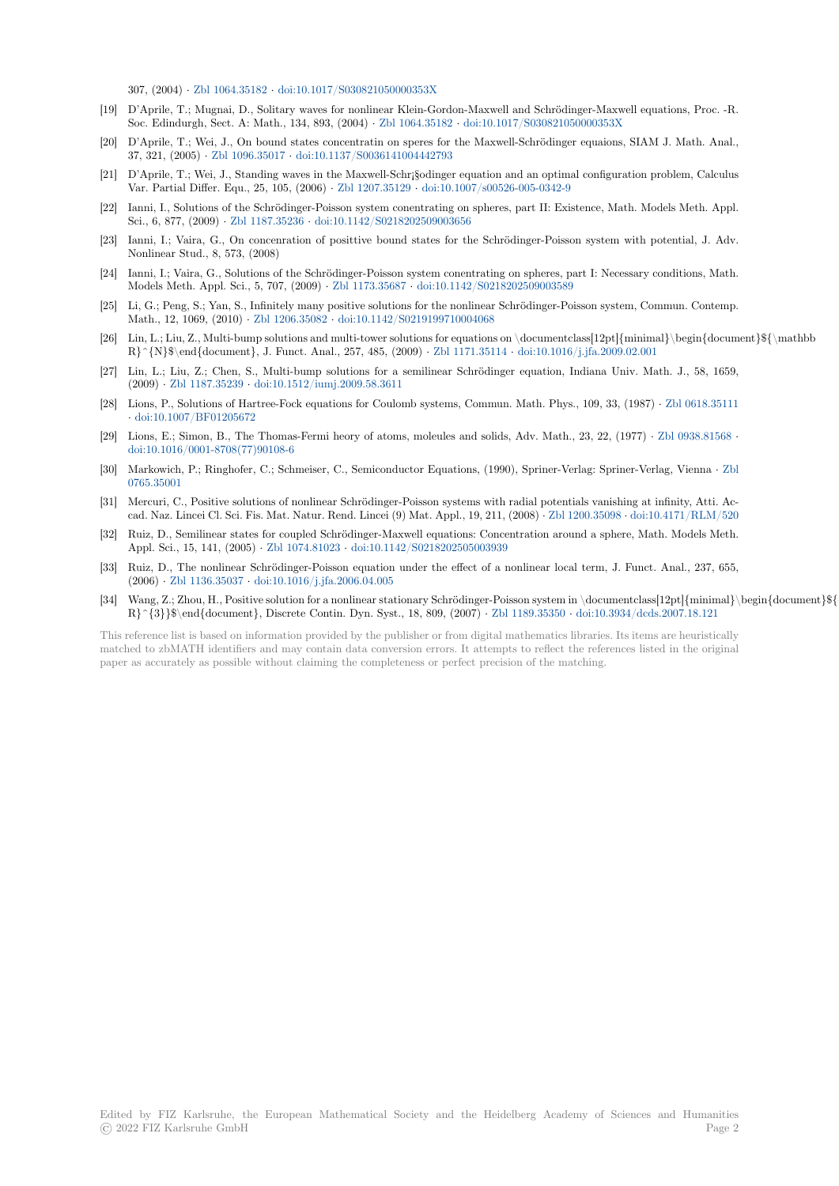307, (2004) · Zbl 1064.35182 · doi:10.1017/S030821050000353X

[19] D'Aprile, T.; Mugnai, D., Solitary waves for nonlinear Klein-Gordon-Maxwell and Schrödinger-Maxwell equations, Proc. -R. Soc. Edindurgh, Sect. A: Math., 134, 893, (2004) · Zbl 1064.35182 · doi:10.1017/S030821050000353X

[20] D'Aprile, T.; Wei, J., On bound states concentratin on speres for the Maxwell-Schrödinger equaions, SIAM J. Math. Anal., 37, 321, (2005) · Zbl 1096.35017 · doi:10.1137/S0036141004442793

[21] D'Aprile, T.; Wei, J., Standing waves in the Maxwell-Schr¡§odinger equation and an optimal configuration problem, Calculus Var. Partial Differ. Equ., 25, 105, (2006) · Zbl 1207.35129 · doi:10.1007/s00526-005-0342-9

[22] Ianni, I., Solutions of the Schrödinger-Poisson system conentrating on spheres, part II: Existence, Math. Models Meth. Appl. Sci., 6, 877, (2009) · Zbl 1187.35236 · doi:10.1142/S0218202509003656

[23] Ianni, I.; Vaira, G., On concenration of posittive bound states for the Schrödinger-Poisson system with potential, J. Adv. Nonlinear Stud., 8, 573, (2008)

[24] Ianni, I.; Vaira, G., Solutions of the Schrödinger-Poisson system conentrating on spheres, part I: Necessary conditions, Math. Models Meth. Appl. Sci., 5, 707, (2009) · Zbl 1173.35687 · doi:10.1142/S0218202509003589

[25] Li, G.; Peng, S.; Yan, S., Infinitely many positive solutions for the nonlinear Schrödinger-Poisson system, Commun. Contemp. Math., 12, 1069, (2010) · Zbl 1206.35082 · doi:10.1142/S0219199710004068

[26] Lin, L.; Liu, Z., Multi-bump solutions and multi-tower solutions for equations on \documentclass[12pt]{minimal}\begin{document}${\mathbb R}^{N}$\end{document}, J. Funct. Anal., 257, 485, (2009) · Zbl 1171.35114 · doi:10.1016/j.jfa.2009.02.001

[27] Lin, L.; Liu, Z.; Chen, S., Multi-bump solutions for a semilinear Schrödinger equation, Indiana Univ. Math. J., 58, 1659, (2009) · Zbl 1187.35239 · doi:10.1512/iumj.2009.58.3611

[28] Lions, P., Solutions of Hartree-Fock equations for Coulomb systems, Commun. Math. Phys., 109, 33, (1987) · Zbl 0618.35111 · doi:10.1007/BF01205672

[29] Lions, E.; Simon, B., The Thomas-Fermi heory of atoms, moleules and solids, Adv. Math., 23, 22, (1977) · Zbl 0938.81568 · doi:10.1016/0001-8708(77)90108-6

[30] Markowich, P.; Ringhofer, C.; Schmeiser, C., Semiconductor Equations, (1990), Spriner-Verlag: Spriner-Verlag, Vienna · Zbl 0765.35001

[31] Mercuri, C., Positive solutions of nonlinear Schrödinger-Poisson systems with radial potentials vanishing at infinity, Atti. Accad. Naz. Lincei Cl. Sci. Fis. Mat. Natur. Rend. Lincei (9) Mat. Appl., 19, 211, (2008) · Zbl 1200.35098 · doi:10.4171/RLM/520

[32] Ruiz, D., Semilinear states for coupled Schrödinger-Maxwell equations: Concentration around a sphere, Math. Models Meth. Appl. Sci., 15, 141, (2005) · Zbl 1074.81023 · doi:10.1142/S0218202505003939

[33] Ruiz, D., The nonlinear Schrödinger-Poisson equation under the effect of a nonlinear local term, J. Funct. Anal., 237, 655, (2006) · Zbl 1136.35037 · doi:10.1016/j.jfa.2006.04.005

[34] Wang, Z.; Zhou, H., Positive solution for a nonlinear stationary Schrödinger-Poisson system in \documentclass[12pt]{minimal}\begin{document}${ R}^{3}}$\end{document}, Discrete Contin. Dyn. Syst., 18, 809, (2007) · Zbl 1189.35350 · doi:10.3934/dcds.2007.18.121

This reference list is based on information provided by the publisher or from digital mathematics libraries. Its items are heuristically matched to zbMATH identifiers and may contain data conversion errors. It attempts to reflect the references listed in the original paper as accurately as possible without claiming the completeness or perfect precision of the matching.